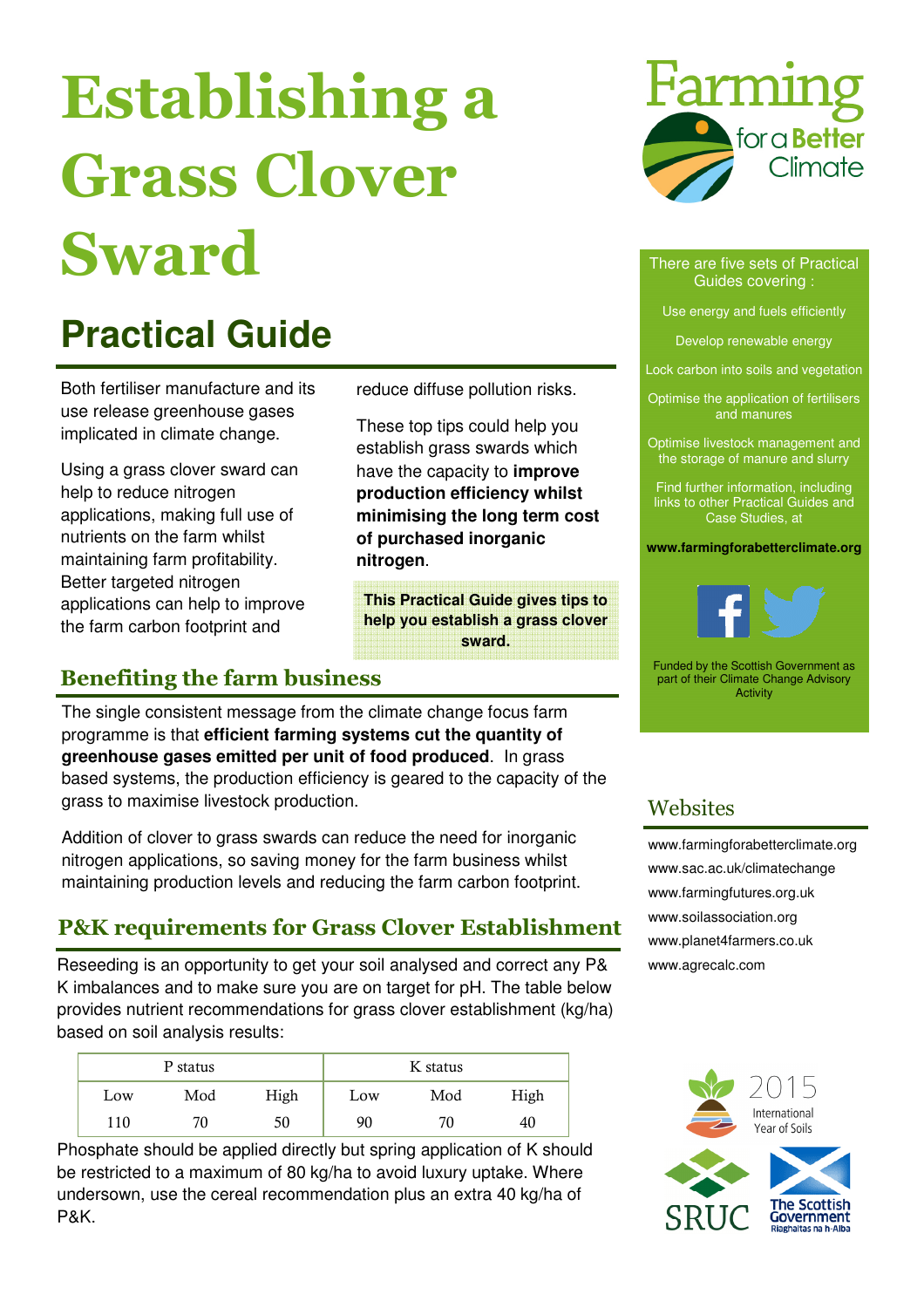# Establishing a Grass Clover Sward

## Practical Guide

Both fertiliser manufacture and its use release greenhouse gases implicated in climate change.

Using a grass clover sward can help to reduce nitrogen applications, making full use of nutrients on the farm whilst maintaining farm profitability. Better targeted nitrogen applications can help to improve the farm carbon footprint and reduce diffuse pollution risks.

These top tips could help you establish grass swards which have the capacity to **improve production efficiency whilst minimising the long term cost of purchased inorganic nitrogen**.

**This Practical Guide gives tips to help you establish a grass clover sward.**

### Benefiting the farm business

The single consistent message from the climate change focus farm programme is that **efficient farming systems cut the quantity of greenhouse gases emitted per unit of food produced**. In grass based systems, the production efficiency is geared to the capacity of the grass to maximise livestock production.

Addition of clover to grass swards can reduce the need for inorganic nitrogen applications, so saving money for the farm business whilst maintaining production levels and reducing the farm carbon footprint.

### P&K requirements for Grass Clover Establishment

Reseeding is an opportunity to get your soil analysed and correct any P& K imbalances and to make sure you are on target for pH. The table below provides nutrient recommendations for grass clover establishment (kg/ha) based on soil analysis results:

| P status | | | K status | | |
|---|---|---|---|---|---|
| Low | Mod | High | Low | Mod | High |
| 110 | 70 | 50 | 90 | 70 | 40 |

Phosphate should be applied directly but spring application of K should be restricted to a maximum of 80 kg/ha to avoid luxury uptake. Where undersown, use the cereal recommendation plus an extra 40 kg/ha of P&K.

Farming for a Better Climate

There are five sets of Practical Guides covering :

Use energy and fuels efficiently

Develop renewable energy

Lock carbon into soils and vegetation

Optimise the application of fertilisers and manures

Optimise livestock management and the storage of manure and slurry

Find further information, including links to other Practical Guides and Case Studies, at

**www.farmingforabetterclimate.org**

Funded by the Scottish Government as part of their Climate Change Advisory Activity

### Websites

www.farmingforabetterclimate.org

www.sac.ac.uk/climatechange

www.farmingfutures.org.uk

www.soilassociation.org

www.planet4farmers.co.uk

www.agrecalc.com

2015 International Year of Soils

SRUC

The Scottish Government
Riaghaltas na h-Alba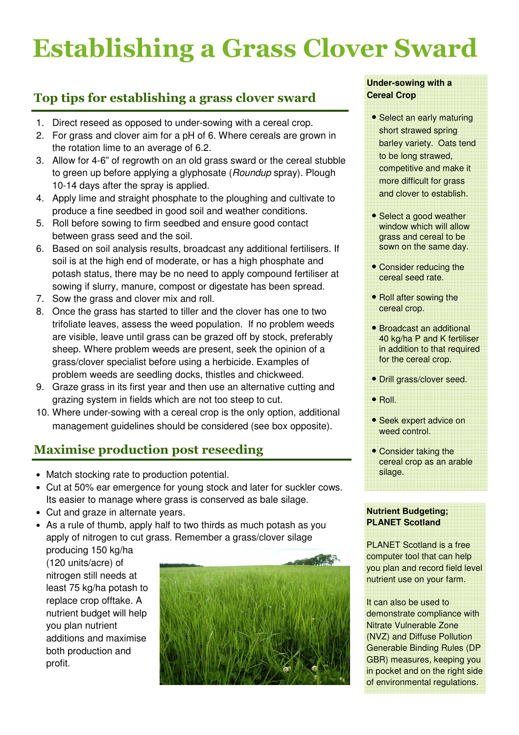# Establishing a Grass Clover Sward

## Top tips for establishing a grass clover sward

1. Direct reseed as opposed to under-sowing with a cereal crop.
2. For grass and clover aim for a pH of 6. Where cereals are grown in the rotation lime to an average of 6.2.
3. Allow for 4-6" of regrowth on an old grass sward or the cereal stubble to green up before applying a glyphosate (*Roundup* spray). Plough 10-14 days after the spray is applied.
4. Apply lime and straight phosphate to the ploughing and cultivate to produce a fine seedbed in good soil and weather conditions.
5. Roll before sowing to firm seedbed and ensure good contact between grass seed and the soil.
6. Based on soil analysis results, broadcast any additional fertilisers. If soil is at the high end of moderate, or has a high phosphate and potash status, there may be no need to apply compound fertiliser at sowing if slurry, manure, compost or digestate has been spread.
7. Sow the grass and clover mix and roll.
8. Once the grass has started to tiller and the clover has one to two trifoliate leaves, assess the weed population. If no problem weeds are visible, leave until grass can be grazed off by stock, preferably sheep. Where problem weeds are present, seek the opinion of a grass/clover specialist before using a herbicide. Examples of problem weeds are seedling docks, thistles and chickweed.
9. Graze grass in its first year and then use an alternative cutting and grazing system in fields which are not too steep to cut.
10. Where under-sowing with a cereal crop is the only option, additional management guidelines should be considered (see box opposite).

## Maximise production post reseeding

- Match stocking rate to production potential.
- Cut at 50% ear emergence for young stock and later for suckler cows. Its easier to manage where grass is conserved as bale silage.
- Cut and graze in alternate years.
- As a rule of thumb, apply half to two thirds as much potash as you apply of nitrogen to cut grass. Remember a grass/clover silage producing 150 kg/ha (120 units/acre) of nitrogen still needs at least 75 kg/ha potash to replace crop offtake. A nutrient budget will help you plan nutrient additions and maximise both production and profit.

**Under-sowing with a Cereal Crop**

- Select an early maturing short strawed spring barley variety. Oats tend to be long strawed, competitive and make it more difficult for grass and clover to establish.
- Select a good weather window which will allow grass and cereal to be sown on the same day.
- Consider reducing the cereal seed rate.
- Roll after sowing the cereal crop.
- Broadcast an additional 40 kg/ha P and K fertiliser in addition to that required for the cereal crop.
- Drill grass/clover seed.
- Roll.
- Seek expert advice on weed control.
- Consider taking the cereal crop as an arable silage.

**Nutrient Budgeting; PLANET Scotland**

PLANET Scotland is a free computer tool that can help you plan and record field level nutrient use on your farm.

It can also be used to demonstrate compliance with Nitrate Vulnerable Zone (NVZ) and Diffuse Pollution Generable Binding Rules (DP GBR) measures, keeping you in pocket and on the right side of environmental regulations.